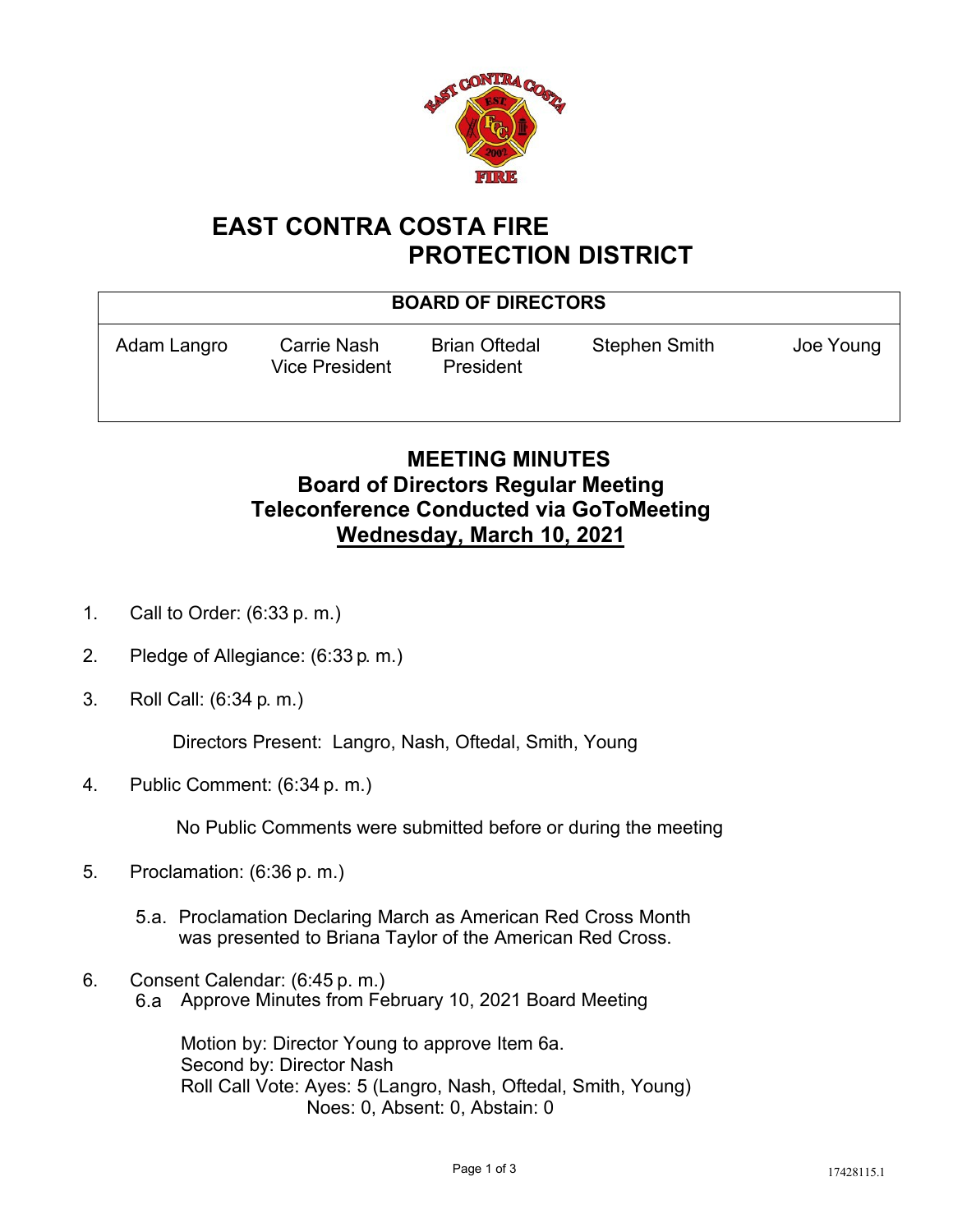# EAST CONTRA COSTA FIRE PROTECTION DISTRICT

| BOARD OF DIRECTORS | | | | |
|---|---|---|---|---|
| Adam Langro | Carrie Nash<br>Vice President | Brian Oftedal<br>President | Stephen Smith | Joe Young |

## MEETING MINUTES
## Board of Directors Regular Meeting
## Teleconference Conducted via GoToMeeting
## Wednesday, March 10, 2021

1. Call to Order: (6:33 p. m.)

2. Pledge of Allegiance: (6:33 p. m.)

3. Roll Call: (6:34 p. m.)

   Directors Present: Langro, Nash, Oftedal, Smith, Young

4. Public Comment: (6:34 p. m.)

   No Public Comments were submitted before or during the meeting

5. Proclamation: (6:36 p. m.)

   5.a. Proclamation Declaring March as American Red Cross Month was presented to Briana Taylor of the American Red Cross.

6. Consent Calendar: (6:45 p. m.)

   6.a Approve Minutes from February 10, 2021 Board Meeting

   Motion by: Director Young to approve Item 6a.
   Second by: Director Nash
   Roll Call Vote: Ayes: 5 (Langro, Nash, Oftedal, Smith, Young)
   Noes: 0, Absent: 0, Abstain: 0

17428115.1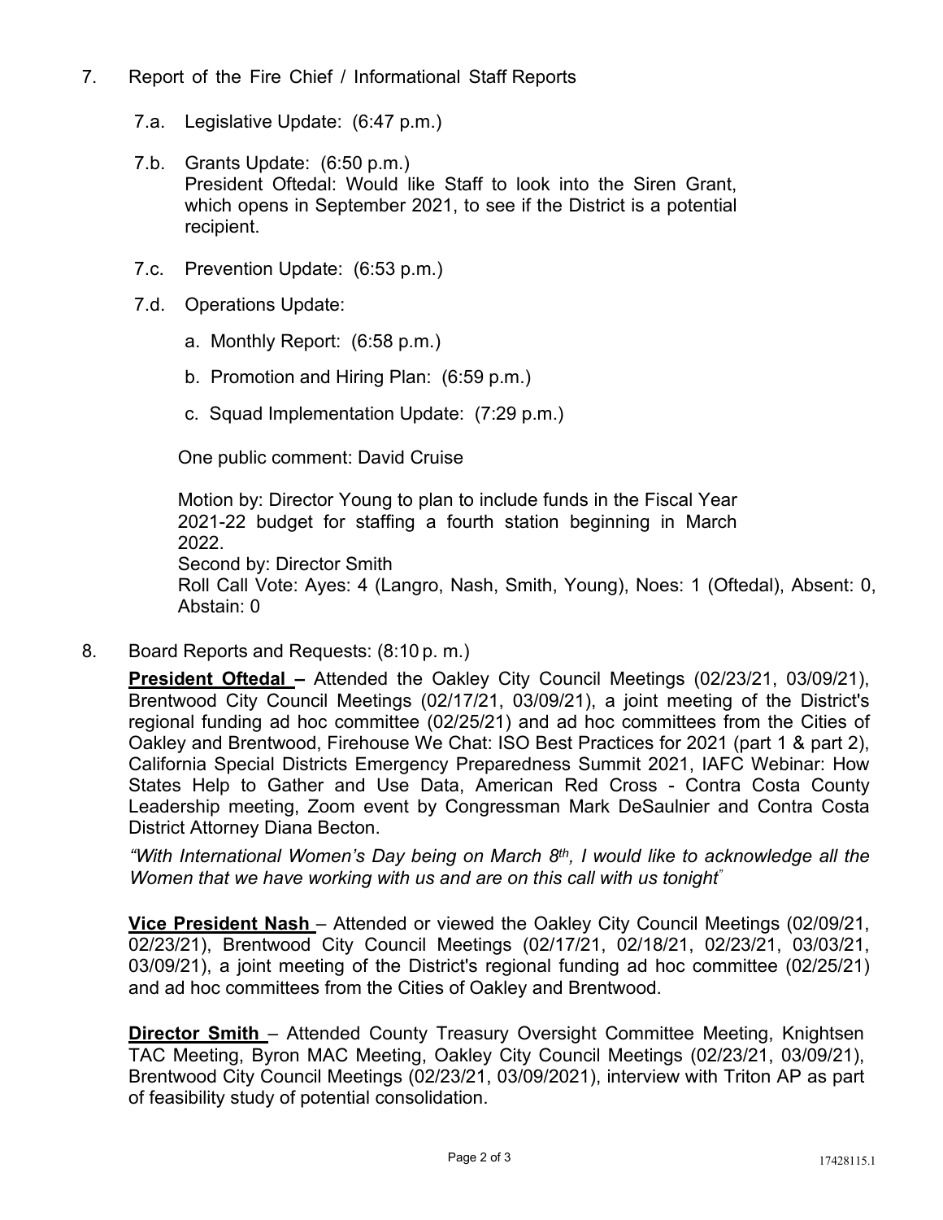7. Report of the Fire Chief / Informational Staff Reports

   7.a. Legislative Update: (6:47 p.m.)

   7.b. Grants Update: (6:50 p.m.)
   President Oftedal: Would like Staff to look into the Siren Grant, which opens in September 2021, to see if the District is a potential recipient.

   7.c. Prevention Update: (6:53 p.m.)

   7.d. Operations Update:

   a. Monthly Report: (6:58 p.m.)

   b. Promotion and Hiring Plan: (6:59 p.m.)

   c. Squad Implementation Update: (7:29 p.m.)

   One public comment: David Cruise

   Motion by: Director Young to plan to include funds in the Fiscal Year 2021-22 budget for staffing a fourth station beginning in March 2022.
   Second by: Director Smith
   Roll Call Vote: Ayes: 4 (Langro, Nash, Smith, Young), Noes: 1 (Oftedal), Absent: 0, Abstain: 0

8. Board Reports and Requests: (8:10 p. m.)

   **President Oftedal –** Attended the Oakley City Council Meetings (02/23/21, 03/09/21), Brentwood City Council Meetings (02/17/21, 03/09/21), a joint meeting of the District's regional funding ad hoc committee (02/25/21) and ad hoc committees from the Cities of Oakley and Brentwood, Firehouse We Chat: ISO Best Practices for 2021 (part 1 & part 2), California Special Districts Emergency Preparedness Summit 2021, IAFC Webinar: How States Help to Gather and Use Data, American Red Cross - Contra Costa County Leadership meeting, Zoom event by Congressman Mark DeSaulnier and Contra Costa District Attorney Diana Becton.

   *"With International Women's Day being on March 8th, I would like to acknowledge all the Women that we have working with us and are on this call with us tonight"*

   **Vice President Nash** – Attended or viewed the Oakley City Council Meetings (02/09/21, 02/23/21), Brentwood City Council Meetings (02/17/21, 02/18/21, 02/23/21, 03/03/21, 03/09/21), a joint meeting of the District's regional funding ad hoc committee (02/25/21) and ad hoc committees from the Cities of Oakley and Brentwood.

   **Director Smith** – Attended County Treasury Oversight Committee Meeting, Knightsen TAC Meeting, Byron MAC Meeting, Oakley City Council Meetings (02/23/21, 03/09/21), Brentwood City Council Meetings (02/23/21, 03/09/2021), interview with Triton AP as part of feasibility study of potential consolidation.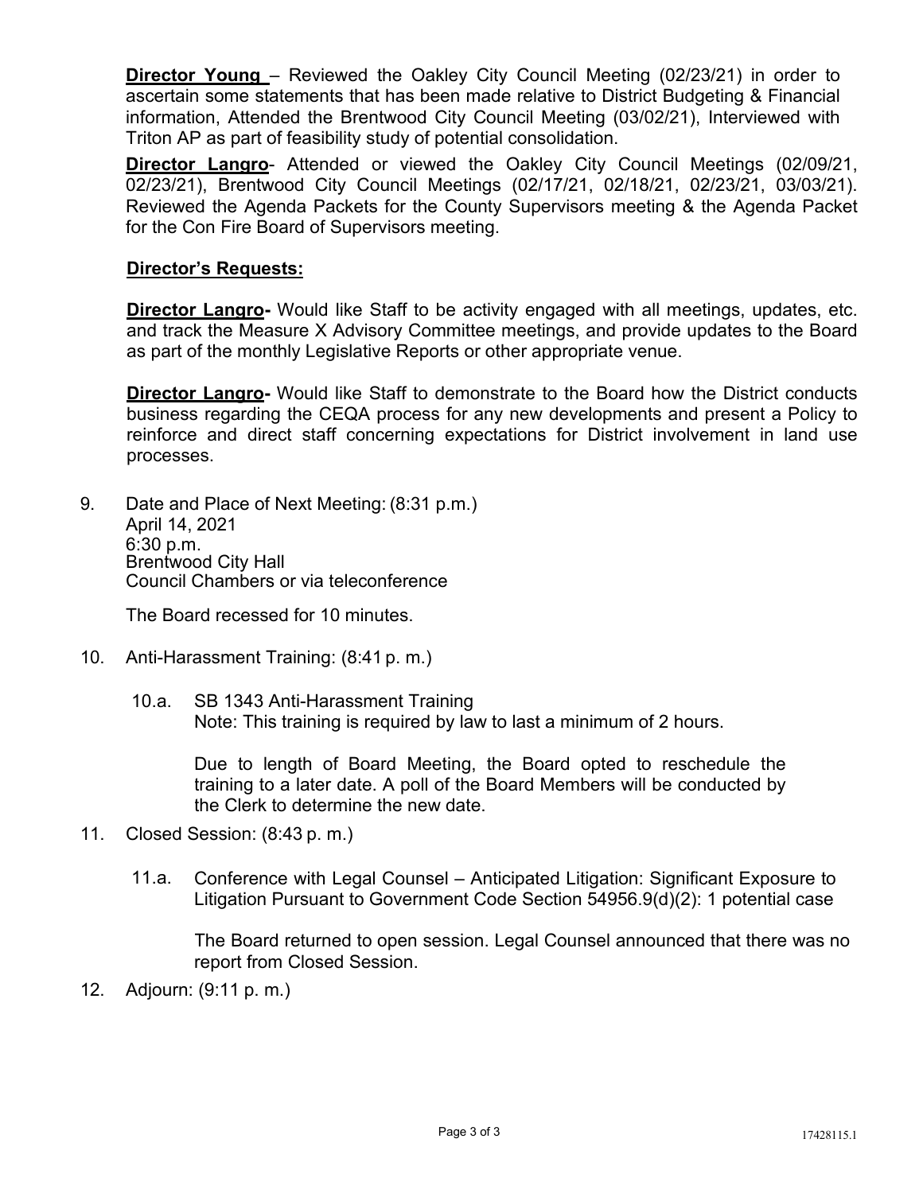**Director Young** – Reviewed the Oakley City Council Meeting (02/23/21) in order to ascertain some statements that has been made relative to District Budgeting & Financial information, Attended the Brentwood City Council Meeting (03/02/21), Interviewed with Triton AP as part of feasibility study of potential consolidation.

**Director Langro**- Attended or viewed the Oakley City Council Meetings (02/09/21, 02/23/21), Brentwood City Council Meetings (02/17/21, 02/18/21, 02/23/21, 03/03/21). Reviewed the Agenda Packets for the County Supervisors meeting & the Agenda Packet for the Con Fire Board of Supervisors meeting.

**Director's Requests:**

**Director Langro-** Would like Staff to be activity engaged with all meetings, updates, etc. and track the Measure X Advisory Committee meetings, and provide updates to the Board as part of the monthly Legislative Reports or other appropriate venue.

**Director Langro-** Would like Staff to demonstrate to the Board how the District conducts business regarding the CEQA process for any new developments and present a Policy to reinforce and direct staff concerning expectations for District involvement in land use processes.

9. Date and Place of Next Meeting: (8:31 p.m.)
   April 14, 2021
   6:30 p.m.
   Brentwood City Hall
   Council Chambers or via teleconference

   The Board recessed for 10 minutes.

10. Anti-Harassment Training: (8:41 p. m.)

    10.a. SB 1343 Anti-Harassment Training
    Note: This training is required by law to last a minimum of 2 hours.

    Due to length of Board Meeting, the Board opted to reschedule the training to a later date. A poll of the Board Members will be conducted by the Clerk to determine the new date.

11. Closed Session: (8:43 p. m.)

    11.a. Conference with Legal Counsel – Anticipated Litigation: Significant Exposure to Litigation Pursuant to Government Code Section 54956.9(d)(2): 1 potential case

    The Board returned to open session. Legal Counsel announced that there was no report from Closed Session.

12. Adjourn: (9:11 p. m.)

17428115.1